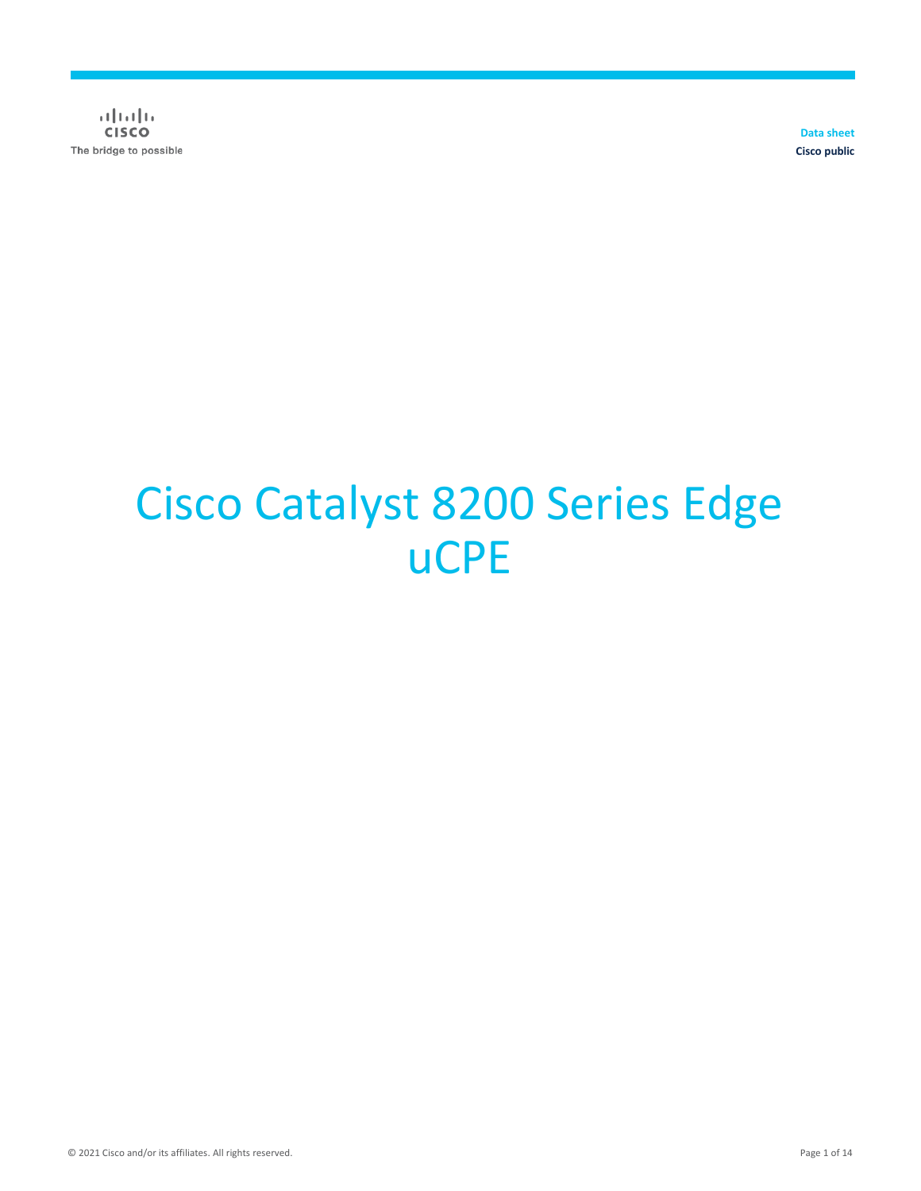Data sheet
Cisco public

# Cisco Catalyst 8200 Series Edge uCPE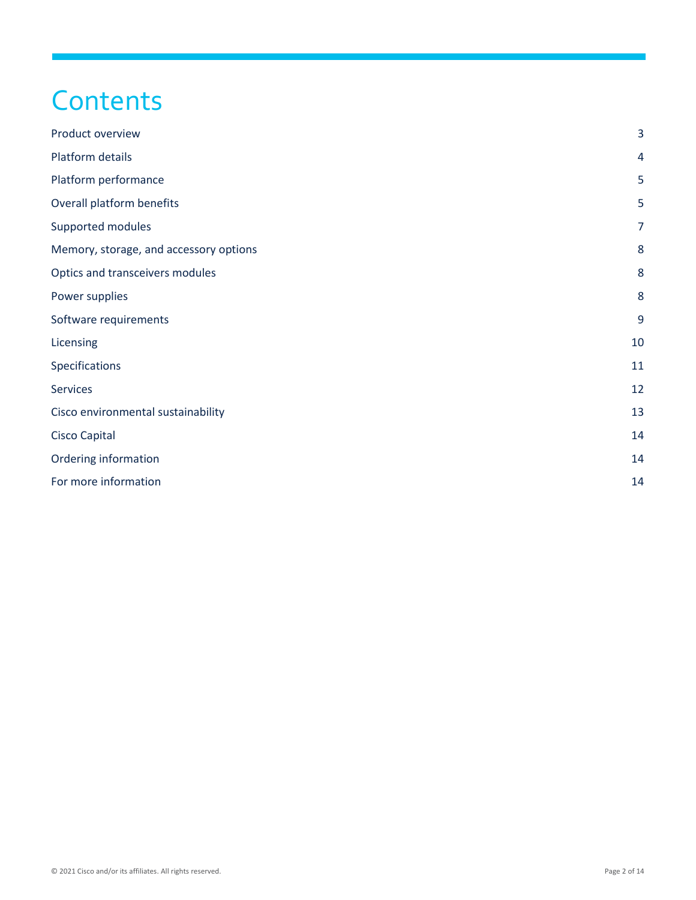# Contents

| | |
|---|---|
| Product overview | 3 |
| Platform details | 4 |
| Platform performance | 5 |
| Overall platform benefits | 5 |
| Supported modules | 7 |
| Memory, storage, and accessory options | 8 |
| Optics and transceivers modules | 8 |
| Power supplies | 8 |
| Software requirements | 9 |
| Licensing | 10 |
| Specifications | 11 |
| Services | 12 |
| Cisco environmental sustainability | 13 |
| Cisco Capital | 14 |
| Ordering information | 14 |
| For more information | 14 |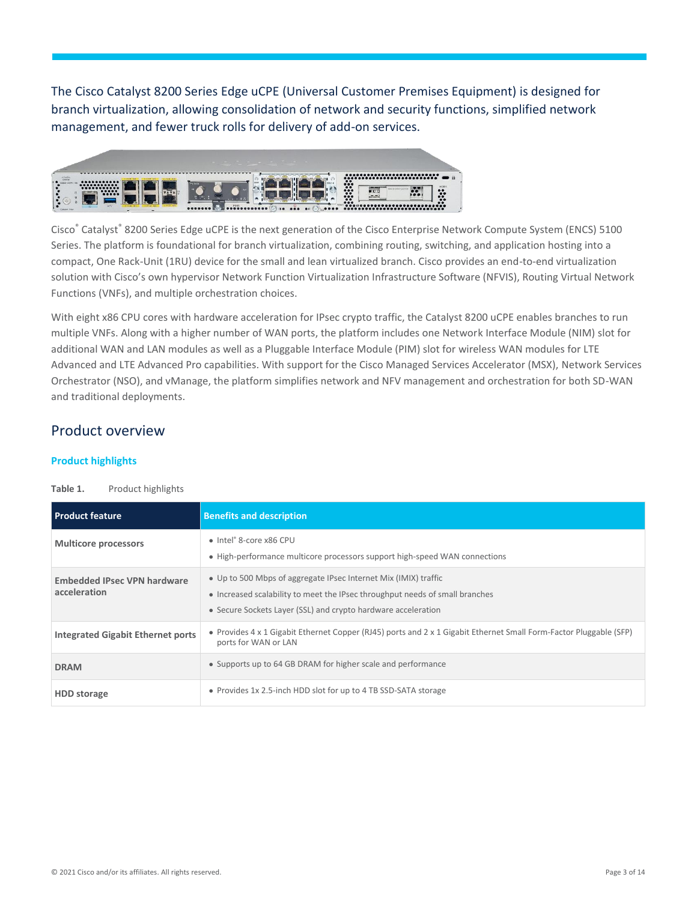The Cisco Catalyst 8200 Series Edge uCPE (Universal Customer Premises Equipment) is designed for branch virtualization, allowing consolidation of network and security functions, simplified network management, and fewer truck rolls for delivery of add-on services.

Cisco® Catalyst® 8200 Series Edge uCPE is the next generation of the Cisco Enterprise Network Compute System (ENCS) 5100 Series. The platform is foundational for branch virtualization, combining routing, switching, and application hosting into a compact, One Rack-Unit (1RU) device for the small and lean virtualized branch. Cisco provides an end-to-end virtualization solution with Cisco's own hypervisor Network Function Virtualization Infrastructure Software (NFVIS), Routing Virtual Network Functions (VNFs), and multiple orchestration choices.

With eight x86 CPU cores with hardware acceleration for IPsec crypto traffic, the Catalyst 8200 uCPE enables branches to run multiple VNFs. Along with a higher number of WAN ports, the platform includes one Network Interface Module (NIM) slot for additional WAN and LAN modules as well as a Pluggable Interface Module (PIM) slot for wireless WAN modules for LTE Advanced and LTE Advanced Pro capabilities. With support for the Cisco Managed Services Accelerator (MSX), Network Services Orchestrator (NSO), and vManage, the platform simplifies network and NFV management and orchestration for both SD-WAN and traditional deployments.

## Product overview

### Product highlights

**Table 1.** Product highlights

| Product feature | Benefits and description |
| --- | --- |
| **Multicore processors** | • Intel® 8-core x86 CPU<br>• High-performance multicore processors support high-speed WAN connections |
| **Embedded IPsec VPN hardware acceleration** | • Up to 500 Mbps of aggregate IPsec Internet Mix (IMIX) traffic<br>• Increased scalability to meet the IPsec throughput needs of small branches<br>• Secure Sockets Layer (SSL) and crypto hardware acceleration |
| **Integrated Gigabit Ethernet ports** | • Provides 4 x 1 Gigabit Ethernet Copper (RJ45) ports and 2 x 1 Gigabit Ethernet Small Form-Factor Pluggable (SFP) ports for WAN or LAN |
| **DRAM** | • Supports up to 64 GB DRAM for higher scale and performance |
| **HDD storage** | • Provides 1x 2.5-inch HDD slot for up to 4 TB SSD-SATA storage |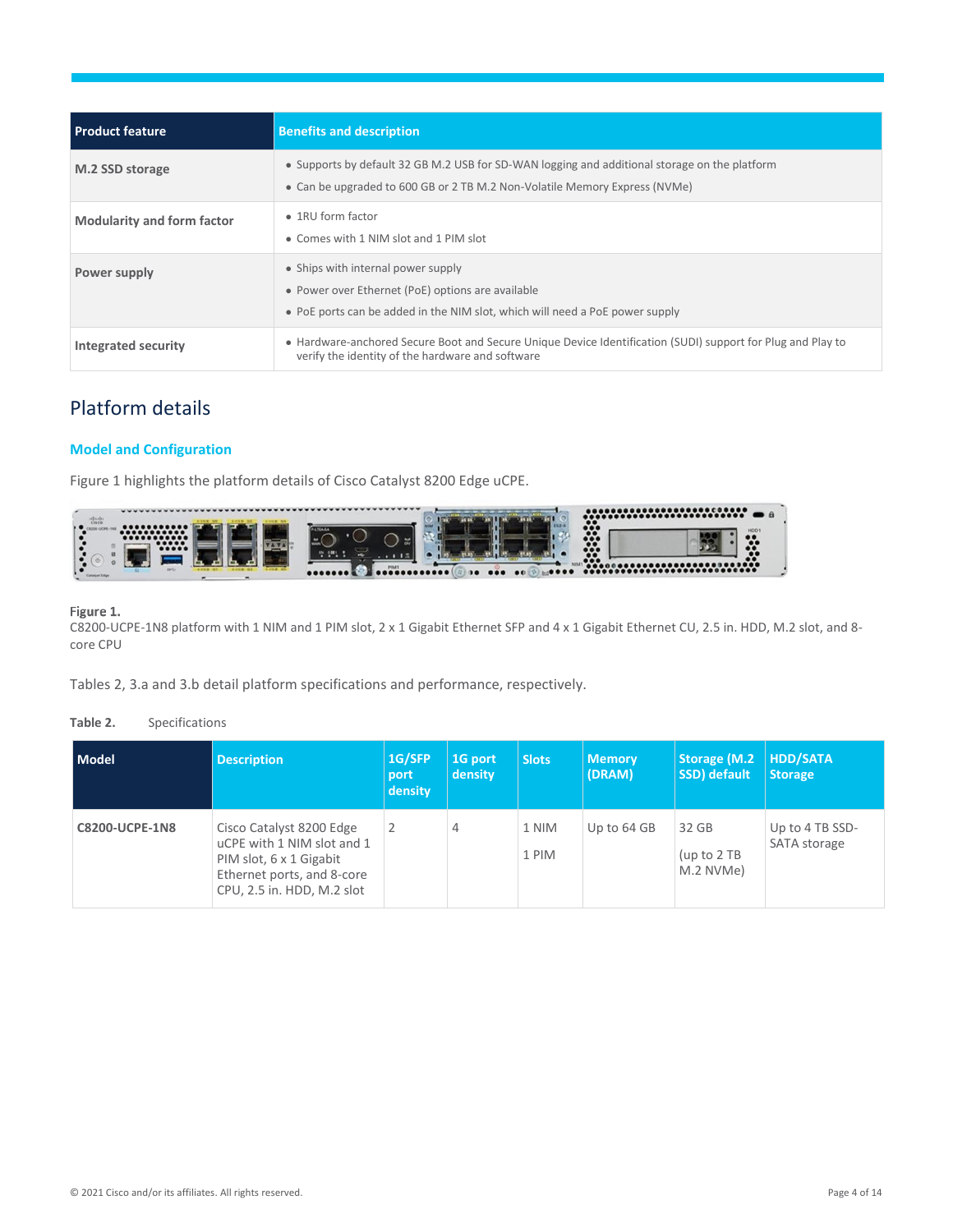| Product feature | Benefits and description |
| --- | --- |
| M.2 SSD storage | • Supports by default 32 GB M.2 USB for SD-WAN logging and additional storage on the platform<br>• Can be upgraded to 600 GB or 2 TB M.2 Non-Volatile Memory Express (NVMe) |
| Modularity and form factor | • 1RU form factor<br>• Comes with 1 NIM slot and 1 PIM slot |
| Power supply | • Ships with internal power supply<br>• Power over Ethernet (PoE) options are available<br>• PoE ports can be added in the NIM slot, which will need a PoE power supply |
| Integrated security | • Hardware-anchored Secure Boot and Secure Unique Device Identification (SUDI) support for Plug and Play to verify the identity of the hardware and software |

## Platform details

### Model and Configuration

Figure 1 highlights the platform details of Cisco Catalyst 8200 Edge uCPE.

**Figure 1.**
C8200-UCPE-1N8 platform with 1 NIM and 1 PIM slot, 2 x 1 Gigabit Ethernet SFP and 4 x 1 Gigabit Ethernet CU, 2.5 in. HDD, M.2 slot, and 8-core CPU

Tables 2, 3.a and 3.b detail platform specifications and performance, respectively.

**Table 2.** Specifications

| Model | Description | 1G/SFP port density | 1G port density | Slots | Memory (DRAM) | Storage (M.2 SSD) default | HDD/SATA Storage |
| --- | --- | --- | --- | --- | --- | --- | --- |
| **C8200-UCPE-1N8** | Cisco Catalyst 8200 Edge uCPE with 1 NIM slot and 1 PIM slot, 6 x 1 Gigabit Ethernet ports, and 8-core CPU, 2.5 in. HDD, M.2 slot | 2 | 4 | 1 NIM<br>1 PIM | Up to 64 GB | 32 GB<br>(up to 2 TB M.2 NVMe) | Up to 4 TB SSD-SATA storage |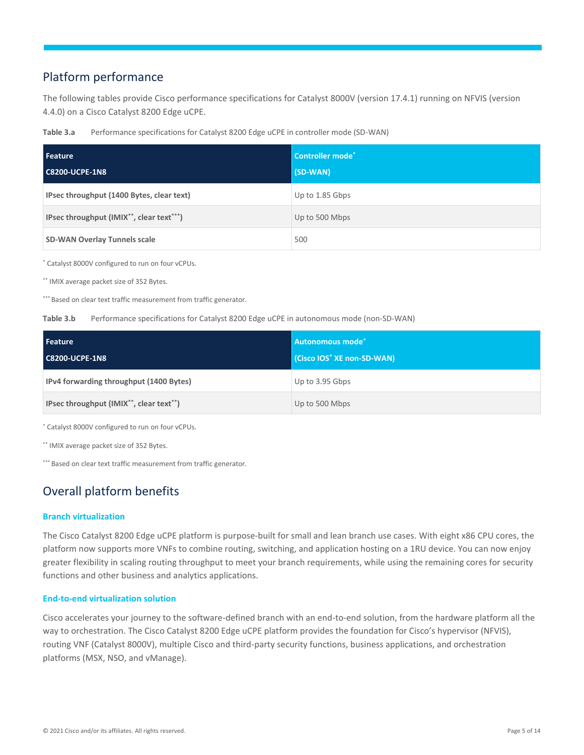## Platform performance

The following tables provide Cisco performance specifications for Catalyst 8000V (version 17.4.1) running on NFVIS (version 4.4.0) on a Cisco Catalyst 8200 Edge uCPE.

**Table 3.a** Performance specifications for Catalyst 8200 Edge uCPE in controller mode (SD-WAN)

| Feature C8200-UCPE-1N8 | Controller mode* (SD-WAN) |
| --- | --- |
| IPsec throughput (1400 Bytes, clear text) | Up to 1.85 Gbps |
| IPsec throughput (IMIX**, clear text***) | Up to 500 Mbps |
| SD-WAN Overlay Tunnels scale | 500 |

* Catalyst 8000V configured to run on four vCPUs.

** IMIX average packet size of 352 Bytes.

*** Based on clear text traffic measurement from traffic generator.

**Table 3.b** Performance specifications for Catalyst 8200 Edge uCPE in autonomous mode (non-SD-WAN)

| Feature C8200-UCPE-1N8 | Autonomous mode* (Cisco IOS® XE non-SD-WAN) |
| --- | --- |
| IPv4 forwarding throughput (1400 Bytes) | Up to 3.95 Gbps |
| IPsec throughput (IMIX**, clear text**) | Up to 500 Mbps |

* Catalyst 8000V configured to run on four vCPUs.

** IMIX average packet size of 352 Bytes.

*** Based on clear text traffic measurement from traffic generator.

## Overall platform benefits

### Branch virtualization

The Cisco Catalyst 8200 Edge uCPE platform is purpose-built for small and lean branch use cases. With eight x86 CPU cores, the platform now supports more VNFs to combine routing, switching, and application hosting on a 1RU device. You can now enjoy greater flexibility in scaling routing throughput to meet your branch requirements, while using the remaining cores for security functions and other business and analytics applications.

### End-to-end virtualization solution

Cisco accelerates your journey to the software-defined branch with an end-to-end solution, from the hardware platform all the way to orchestration. The Cisco Catalyst 8200 Edge uCPE platform provides the foundation for Cisco's hypervisor (NFVIS), routing VNF (Catalyst 8000V), multiple Cisco and third-party security functions, business applications, and orchestration platforms (MSX, NSO, and vManage).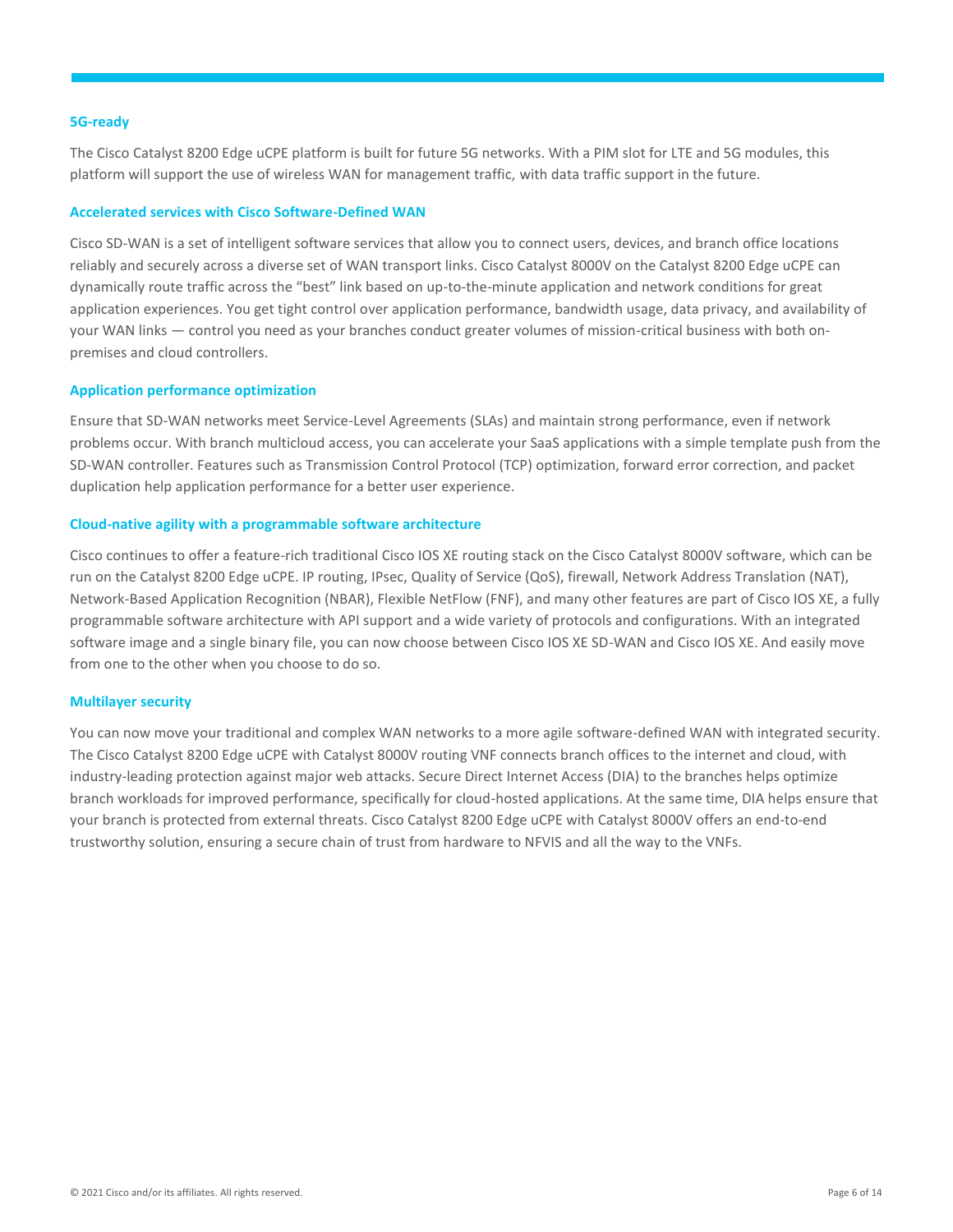### 5G-ready

The Cisco Catalyst 8200 Edge uCPE platform is built for future 5G networks. With a PIM slot for LTE and 5G modules, this platform will support the use of wireless WAN for management traffic, with data traffic support in the future.

### Accelerated services with Cisco Software-Defined WAN

Cisco SD-WAN is a set of intelligent software services that allow you to connect users, devices, and branch office locations reliably and securely across a diverse set of WAN transport links. Cisco Catalyst 8000V on the Catalyst 8200 Edge uCPE can dynamically route traffic across the "best" link based on up-to-the-minute application and network conditions for great application experiences. You get tight control over application performance, bandwidth usage, data privacy, and availability of your WAN links — control you need as your branches conduct greater volumes of mission-critical business with both on-premises and cloud controllers.

### Application performance optimization

Ensure that SD-WAN networks meet Service-Level Agreements (SLAs) and maintain strong performance, even if network problems occur. With branch multicloud access, you can accelerate your SaaS applications with a simple template push from the SD-WAN controller. Features such as Transmission Control Protocol (TCP) optimization, forward error correction, and packet duplication help application performance for a better user experience.

### Cloud-native agility with a programmable software architecture

Cisco continues to offer a feature-rich traditional Cisco IOS XE routing stack on the Cisco Catalyst 8000V software, which can be run on the Catalyst 8200 Edge uCPE. IP routing, IPsec, Quality of Service (QoS), firewall, Network Address Translation (NAT), Network-Based Application Recognition (NBAR), Flexible NetFlow (FNF), and many other features are part of Cisco IOS XE, a fully programmable software architecture with API support and a wide variety of protocols and configurations. With an integrated software image and a single binary file, you can now choose between Cisco IOS XE SD-WAN and Cisco IOS XE. And easily move from one to the other when you choose to do so.

### Multilayer security

You can now move your traditional and complex WAN networks to a more agile software-defined WAN with integrated security. The Cisco Catalyst 8200 Edge uCPE with Catalyst 8000V routing VNF connects branch offices to the internet and cloud, with industry-leading protection against major web attacks. Secure Direct Internet Access (DIA) to the branches helps optimize branch workloads for improved performance, specifically for cloud-hosted applications. At the same time, DIA helps ensure that your branch is protected from external threats. Cisco Catalyst 8200 Edge uCPE with Catalyst 8000V offers an end-to-end trustworthy solution, ensuring a secure chain of trust from hardware to NFVIS and all the way to the VNFs.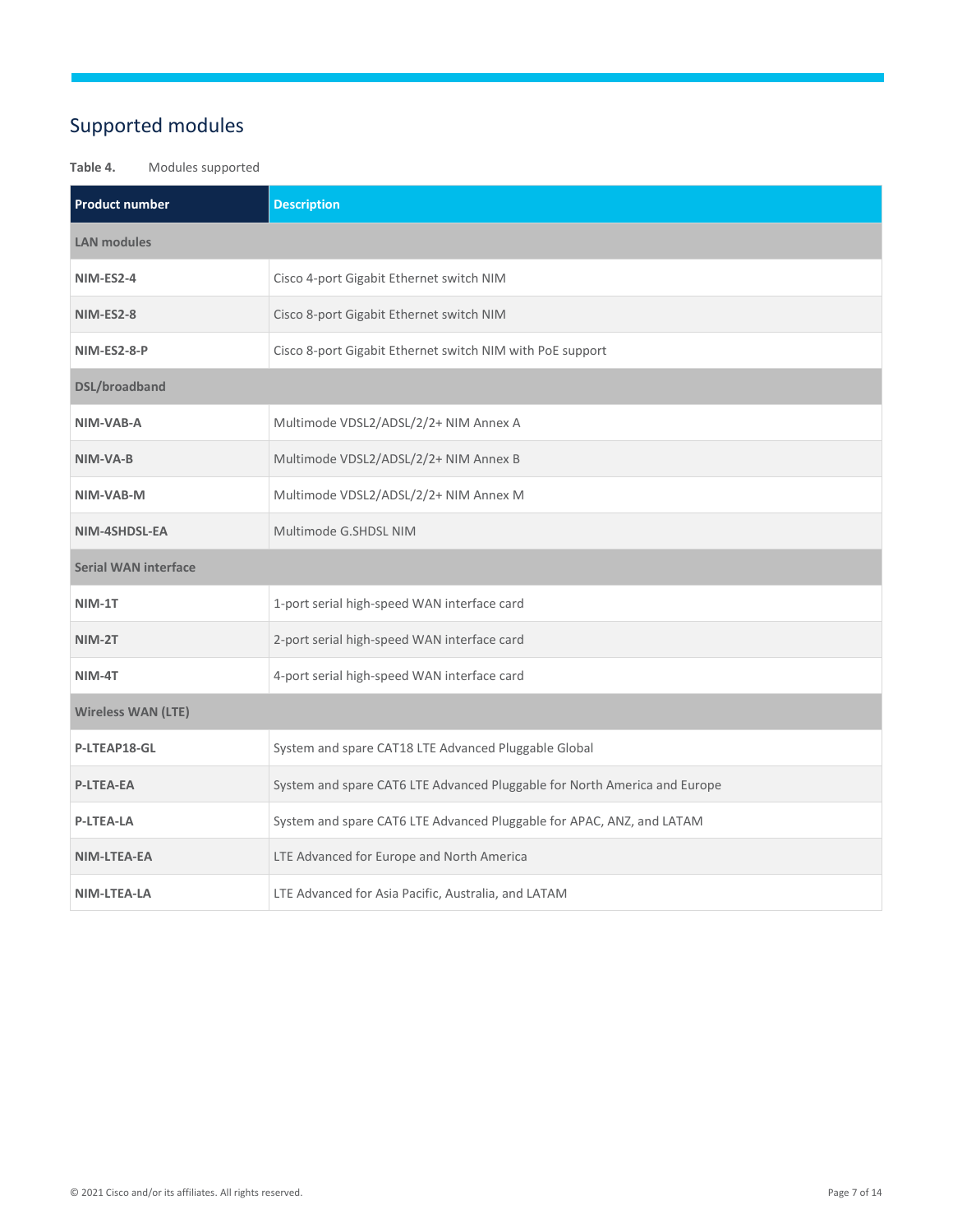## Supported modules

**Table 4.** Modules supported

| Product number | Description |
| --- | --- |
| **LAN modules** | |
| **NIM-ES2-4** | Cisco 4-port Gigabit Ethernet switch NIM |
| **NIM-ES2-8** | Cisco 8-port Gigabit Ethernet switch NIM |
| **NIM-ES2-8-P** | Cisco 8-port Gigabit Ethernet switch NIM with PoE support |
| **DSL/broadband** | |
| **NIM-VAB-A** | Multimode VDSL2/ADSL/2/2+ NIM Annex A |
| **NIM-VA-B** | Multimode VDSL2/ADSL/2/2+ NIM Annex B |
| **NIM-VAB-M** | Multimode VDSL2/ADSL/2/2+ NIM Annex M |
| **NIM-4SHDSL-EA** | Multimode G.SHDSL NIM |
| **Serial WAN interface** | |
| **NIM-1T** | 1-port serial high-speed WAN interface card |
| **NIM-2T** | 2-port serial high-speed WAN interface card |
| **NIM-4T** | 4-port serial high-speed WAN interface card |
| **Wireless WAN (LTE)** | |
| **P-LTEAP18-GL** | System and spare CAT18 LTE Advanced Pluggable Global |
| **P-LTEA-EA** | System and spare CAT6 LTE Advanced Pluggable for North America and Europe |
| **P-LTEA-LA** | System and spare CAT6 LTE Advanced Pluggable for APAC, ANZ, and LATAM |
| **NIM-LTEA-EA** | LTE Advanced for Europe and North America |
| **NIM-LTEA-LA** | LTE Advanced for Asia Pacific, Australia, and LATAM |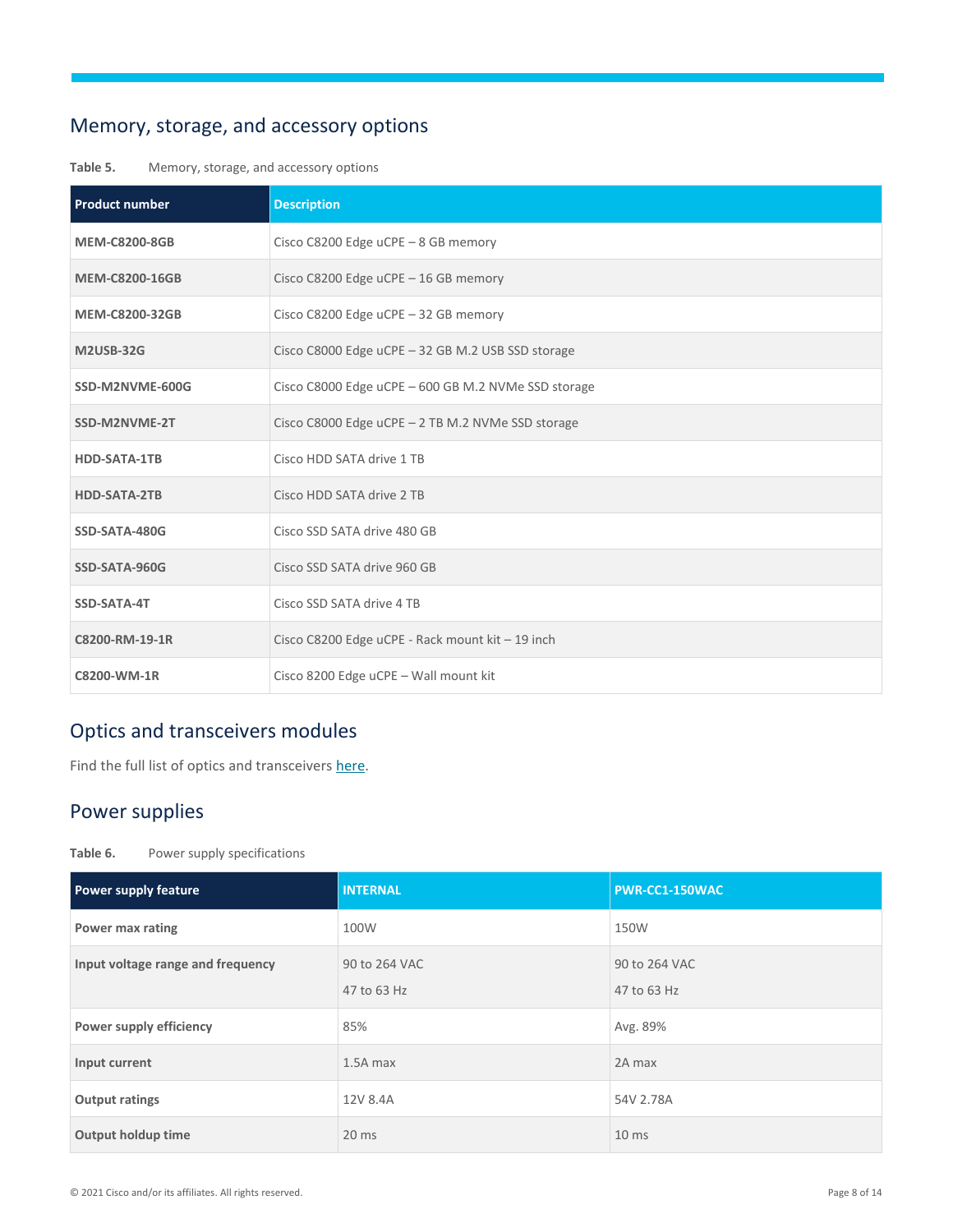## Memory, storage, and accessory options

**Table 5.** Memory, storage, and accessory options

| Product number | Description |
| --- | --- |
| **MEM-C8200-8GB** | Cisco C8200 Edge uCPE – 8 GB memory |
| **MEM-C8200-16GB** | Cisco C8200 Edge uCPE – 16 GB memory |
| **MEM-C8200-32GB** | Cisco C8200 Edge uCPE – 32 GB memory |
| **M2USB-32G** | Cisco C8000 Edge uCPE – 32 GB M.2 USB SSD storage |
| **SSD-M2NVME-600G** | Cisco C8000 Edge uCPE – 600 GB M.2 NVMe SSD storage |
| **SSD-M2NVME-2T** | Cisco C8000 Edge uCPE – 2 TB M.2 NVMe SSD storage |
| **HDD-SATA-1TB** | Cisco HDD SATA drive 1 TB |
| **HDD-SATA-2TB** | Cisco HDD SATA drive 2 TB |
| **SSD-SATA-480G** | Cisco SSD SATA drive 480 GB |
| **SSD-SATA-960G** | Cisco SSD SATA drive 960 GB |
| **SSD-SATA-4T** | Cisco SSD SATA drive 4 TB |
| **C8200-RM-19-1R** | Cisco C8200 Edge uCPE - Rack mount kit – 19 inch |
| **C8200-WM-1R** | Cisco 8200 Edge uCPE – Wall mount kit |

## Optics and transceivers modules

Find the full list of optics and transceivers here.

## Power supplies

**Table 6.** Power supply specifications

| Power supply feature | INTERNAL | PWR-CC1-150WAC |
| --- | --- | --- |
| **Power max rating** | 100W | 150W |
| **Input voltage range and frequency** | 90 to 264 VAC<br>47 to 63 Hz | 90 to 264 VAC<br>47 to 63 Hz |
| **Power supply efficiency** | 85% | Avg. 89% |
| **Input current** | 1.5A max | 2A max |
| **Output ratings** | 12V 8.4A | 54V 2.78A |
| **Output holdup time** | 20 ms | 10 ms |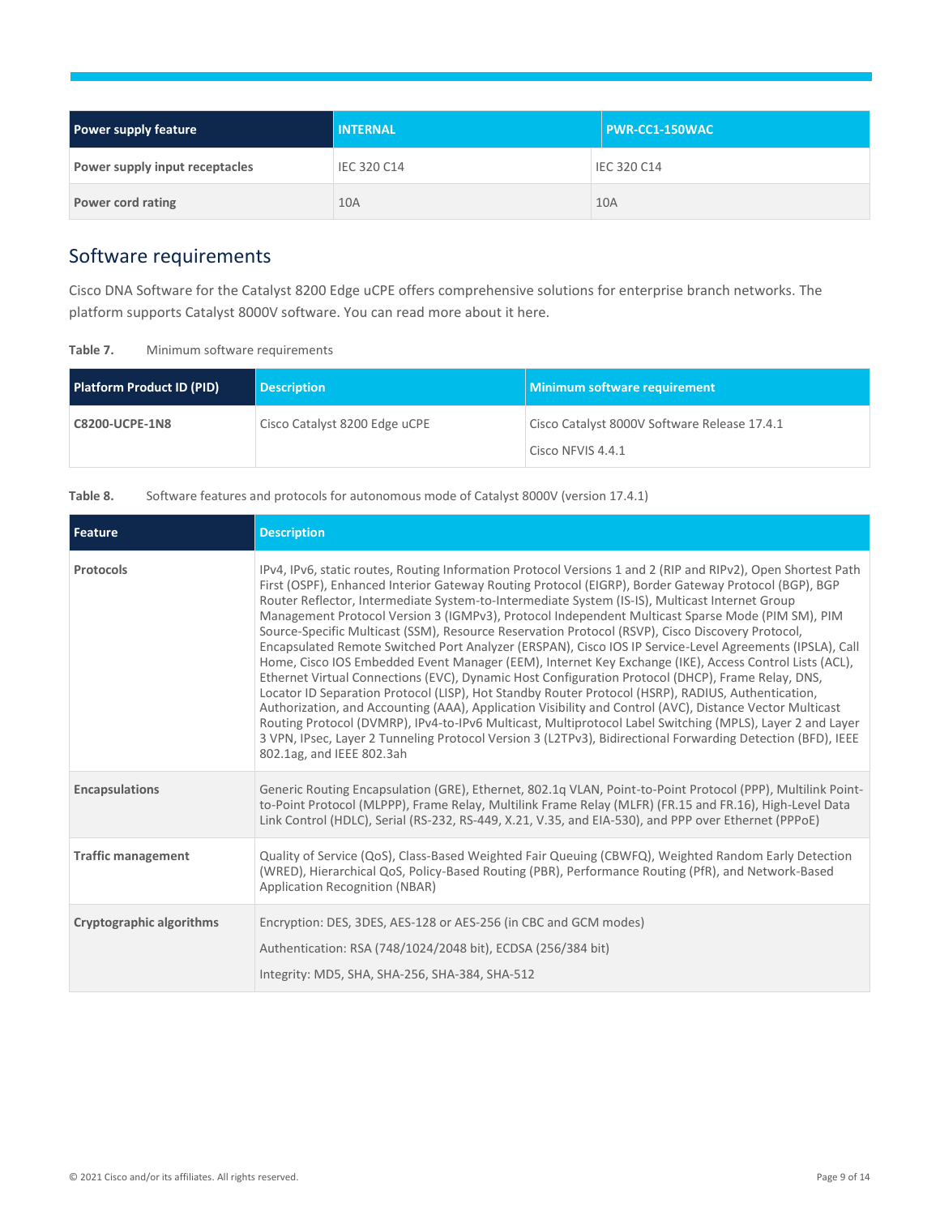| Power supply feature | INTERNAL | PWR-CC1-150WAC |
| --- | --- | --- |
| Power supply input receptacles | IEC 320 C14 | IEC 320 C14 |
| Power cord rating | 10A | 10A |

## Software requirements

Cisco DNA Software for the Catalyst 8200 Edge uCPE offers comprehensive solutions for enterprise branch networks. The platform supports Catalyst 8000V software. You can read more about it here.

**Table 7.** Minimum software requirements

| Platform Product ID (PID) | Description | Minimum software requirement |
| --- | --- | --- |
| **C8200-UCPE-1N8** | Cisco Catalyst 8200 Edge uCPE | Cisco Catalyst 8000V Software Release 17.4.1<br>Cisco NFVIS 4.4.1 |

**Table 8.** Software features and protocols for autonomous mode of Catalyst 8000V (version 17.4.1)

| Feature | Description |
| --- | --- |
| **Protocols** | IPv4, IPv6, static routes, Routing Information Protocol Versions 1 and 2 (RIP and RIPv2), Open Shortest Path First (OSPF), Enhanced Interior Gateway Routing Protocol (EIGRP), Border Gateway Protocol (BGP), BGP Router Reflector, Intermediate System-to-Intermediate System (IS-IS), Multicast Internet Group Management Protocol Version 3 (IGMPv3), Protocol Independent Multicast Sparse Mode (PIM SM), PIM Source-Specific Multicast (SSM), Resource Reservation Protocol (RSVP), Cisco Discovery Protocol, Encapsulated Remote Switched Port Analyzer (ERSPAN), Cisco IOS IP Service-Level Agreements (IPSLA), Call Home, Cisco IOS Embedded Event Manager (EEM), Internet Key Exchange (IKE), Access Control Lists (ACL), Ethernet Virtual Connections (EVC), Dynamic Host Configuration Protocol (DHCP), Frame Relay, DNS, Locator ID Separation Protocol (LISP), Hot Standby Router Protocol (HSRP), RADIUS, Authentication, Authorization, and Accounting (AAA), Application Visibility and Control (AVC), Distance Vector Multicast Routing Protocol (DVMRP), IPv4-to-IPv6 Multicast, Multiprotocol Label Switching (MPLS), Layer 2 and Layer 3 VPN, IPsec, Layer 2 Tunneling Protocol Version 3 (L2TPv3), Bidirectional Forwarding Detection (BFD), IEEE 802.1ag, and IEEE 802.3ah |
| **Encapsulations** | Generic Routing Encapsulation (GRE), Ethernet, 802.1q VLAN, Point-to-Point Protocol (PPP), Multilink Point-to-Point Protocol (MLPPP), Frame Relay, Multilink Frame Relay (MLFR) (FR.15 and FR.16), High-Level Data Link Control (HDLC), Serial (RS-232, RS-449, X.21, V.35, and EIA-530), and PPP over Ethernet (PPPoE) |
| **Traffic management** | Quality of Service (QoS), Class-Based Weighted Fair Queuing (CBWFQ), Weighted Random Early Detection (WRED), Hierarchical QoS, Policy-Based Routing (PBR), Performance Routing (PfR), and Network-Based Application Recognition (NBAR) |
| **Cryptographic algorithms** | Encryption: DES, 3DES, AES-128 or AES-256 (in CBC and GCM modes)<br>Authentication: RSA (748/1024/2048 bit), ECDSA (256/384 bit)<br>Integrity: MD5, SHA, SHA-256, SHA-384, SHA-512 |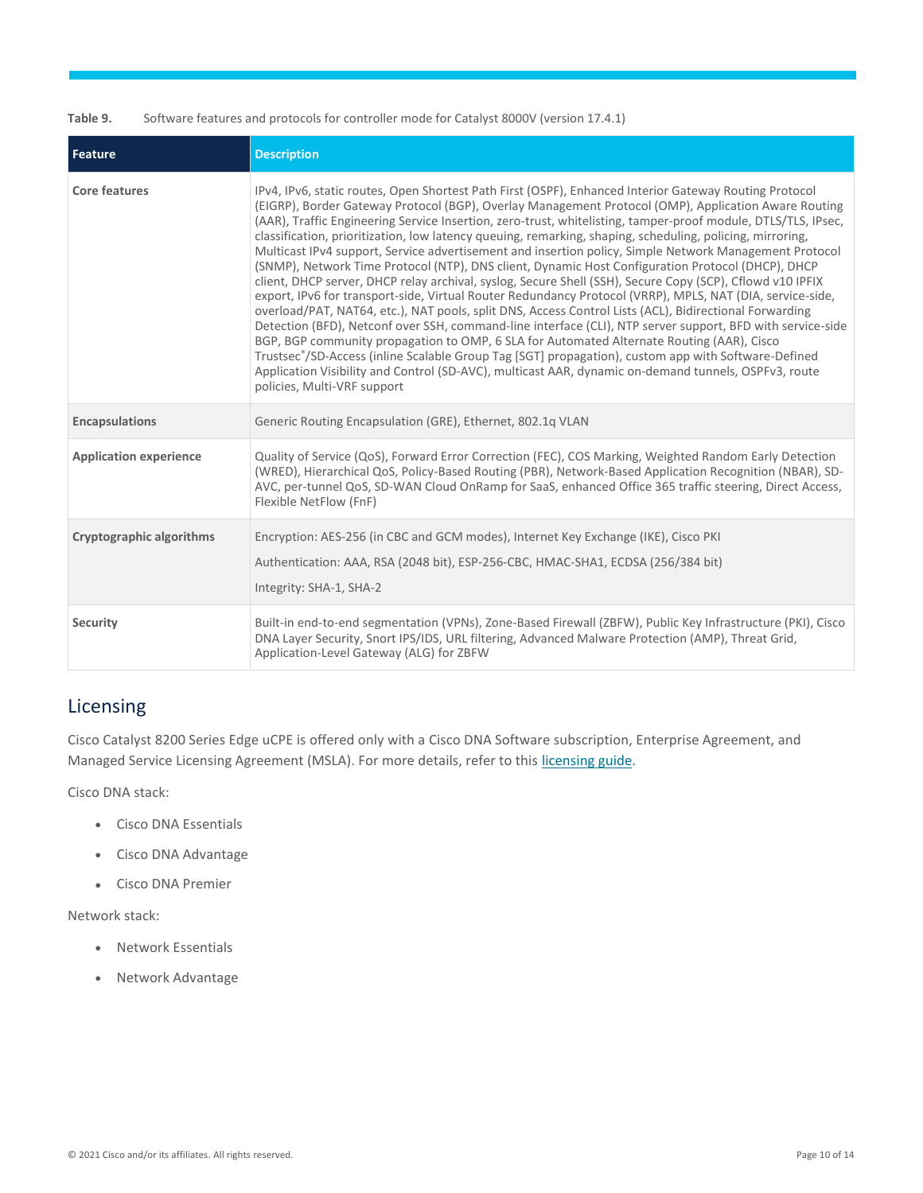Table 9. Software features and protocols for controller mode for Catalyst 8000V (version 17.4.1)

| Feature | Description |
| --- | --- |
| **Core features** | IPv4, IPv6, static routes, Open Shortest Path First (OSPF), Enhanced Interior Gateway Routing Protocol (EIGRP), Border Gateway Protocol (BGP), Overlay Management Protocol (OMP), Application Aware Routing (AAR), Traffic Engineering Service Insertion, zero-trust, whitelisting, tamper-proof module, DTLS/TLS, IPsec, classification, prioritization, low latency queuing, remarking, shaping, scheduling, policing, mirroring, Multicast IPv4 support, Service advertisement and insertion policy, Simple Network Management Protocol (SNMP), Network Time Protocol (NTP), DNS client, Dynamic Host Configuration Protocol (DHCP), DHCP client, DHCP server, DHCP relay archival, syslog, Secure Shell (SSH), Secure Copy (SCP), Cflowd v10 IPFIX export, IPv6 for transport-side, Virtual Router Redundancy Protocol (VRRP), MPLS, NAT (DIA, service-side, overload/PAT, NAT64, etc.), NAT pools, split DNS, Access Control Lists (ACL), Bidirectional Forwarding Detection (BFD), Netconf over SSH, command-line interface (CLI), NTP server support, BFD with service-side BGP, BGP community propagation to OMP, 6 SLA for Automated Alternate Routing (AAR), Cisco Trustsec®/SD-Access (inline Scalable Group Tag [SGT] propagation), custom app with Software-Defined Application Visibility and Control (SD-AVC), multicast AAR, dynamic on-demand tunnels, OSPFv3, route policies, Multi-VRF support |
| **Encapsulations** | Generic Routing Encapsulation (GRE), Ethernet, 802.1q VLAN |
| **Application experience** | Quality of Service (QoS), Forward Error Correction (FEC), COS Marking, Weighted Random Early Detection (WRED), Hierarchical QoS, Policy-Based Routing (PBR), Network-Based Application Recognition (NBAR), SD-AVC, per-tunnel QoS, SD-WAN Cloud OnRamp for SaaS, enhanced Office 365 traffic steering, Direct Access, Flexible NetFlow (FnF) |
| **Cryptographic algorithms** | Encryption: AES-256 (in CBC and GCM modes), Internet Key Exchange (IKE), Cisco PKI<br>Authentication: AAA, RSA (2048 bit), ESP-256-CBC, HMAC-SHA1, ECDSA (256/384 bit)<br>Integrity: SHA-1, SHA-2 |
| **Security** | Built-in end-to-end segmentation (VPNs), Zone-Based Firewall (ZBFW), Public Key Infrastructure (PKI), Cisco DNA Layer Security, Snort IPS/IDS, URL filtering, Advanced Malware Protection (AMP), Threat Grid, Application-Level Gateway (ALG) for ZBFW |

## Licensing

Cisco Catalyst 8200 Series Edge uCPE is offered only with a Cisco DNA Software subscription, Enterprise Agreement, and Managed Service Licensing Agreement (MSLA). For more details, refer to this licensing guide.

Cisco DNA stack:

- Cisco DNA Essentials
- Cisco DNA Advantage
- Cisco DNA Premier

Network stack:

- Network Essentials
- Network Advantage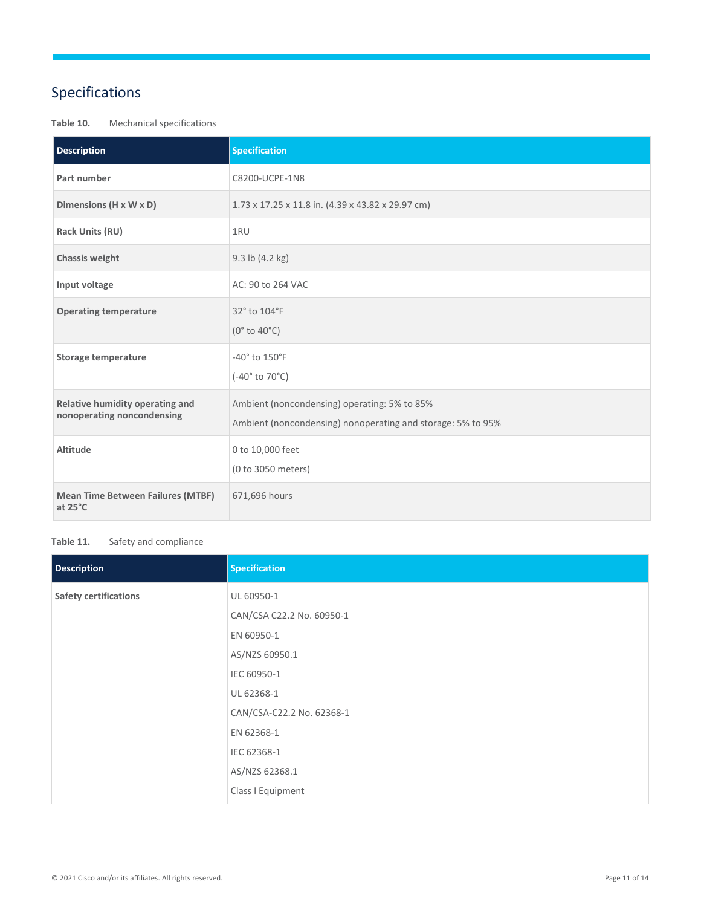# Specifications

**Table 10.** Mechanical specifications

| Description | Specification |
| --- | --- |
| **Part number** | C8200-UCPE-1N8 |
| **Dimensions (H x W x D)** | 1.73 x 17.25 x 11.8 in. (4.39 x 43.82 x 29.97 cm) |
| **Rack Units (RU)** | 1RU |
| **Chassis weight** | 9.3 lb (4.2 kg) |
| **Input voltage** | AC: 90 to 264 VAC |
| **Operating temperature** | 32° to 104°F<br>(0° to 40°C) |
| **Storage temperature** | -40° to 150°F<br>(-40° to 70°C) |
| **Relative humidity operating and nonoperating noncondensing** | Ambient (noncondensing) operating: 5% to 85%<br>Ambient (noncondensing) nonoperating and storage: 5% to 95% |
| **Altitude** | 0 to 10,000 feet<br>(0 to 3050 meters) |
| **Mean Time Between Failures (MTBF) at 25°C** | 671,696 hours |

**Table 11.** Safety and compliance

| Description | Specification |
| --- | --- |
| **Safety certifications** | UL 60950-1<br>CAN/CSA C22.2 No. 60950-1<br>EN 60950-1<br>AS/NZS 60950.1<br>IEC 60950-1<br>UL 62368-1<br>CAN/CSA-C22.2 No. 62368-1<br>EN 62368-1<br>IEC 62368-1<br>AS/NZS 62368.1<br>Class I Equipment |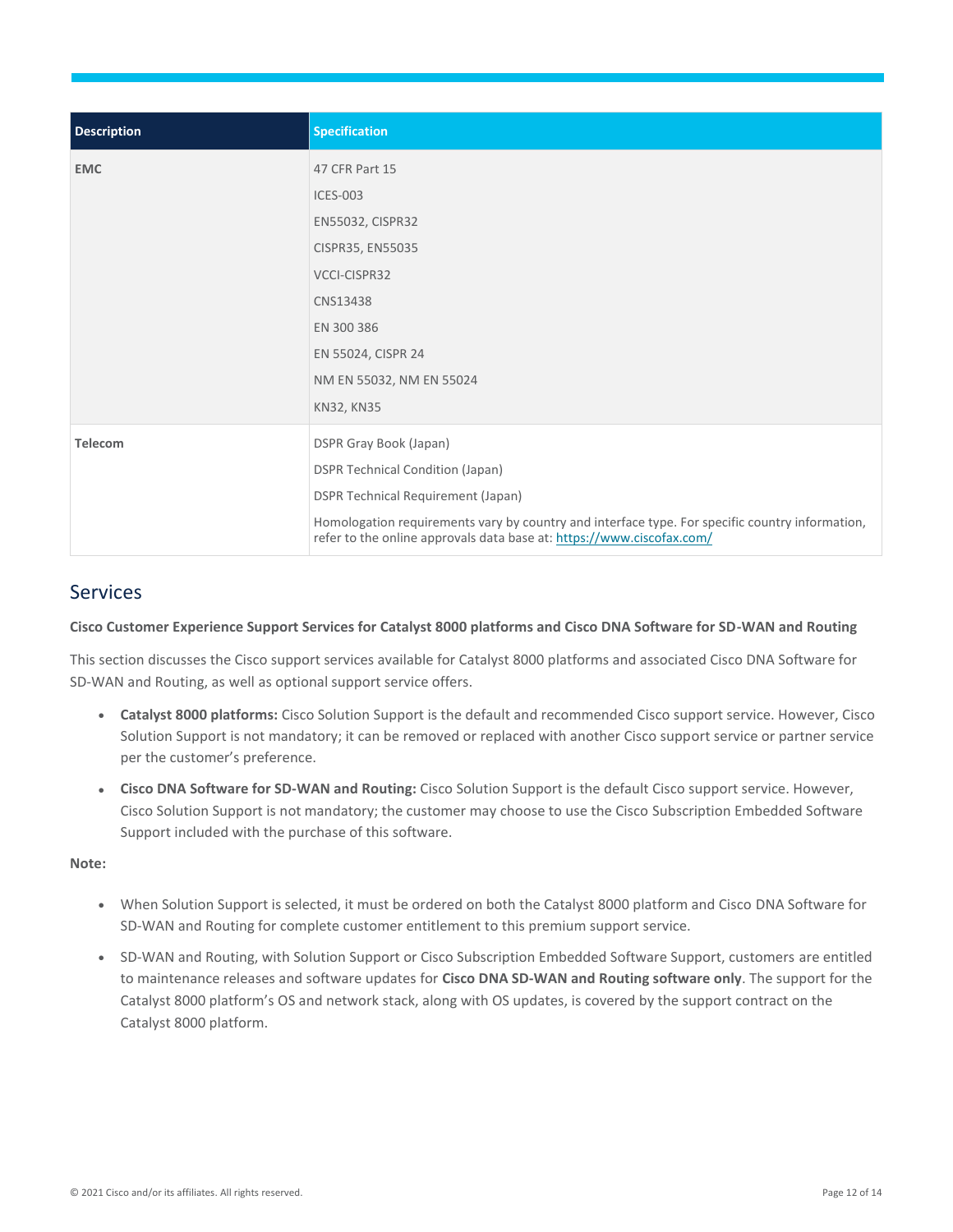| Description | Specification |
| --- | --- |
| EMC | 47 CFR Part 15<br>ICES-003<br>EN55032, CISPR32<br>CISPR35, EN55035<br>VCCI-CISPR32<br>CNS13438<br>EN 300 386<br>EN 55024, CISPR 24<br>NM EN 55032, NM EN 55024<br>KN32, KN35 |
| Telecom | DSPR Gray Book (Japan)<br>DSPR Technical Condition (Japan)<br>DSPR Technical Requirement (Japan)<br>Homologation requirements vary by country and interface type. For specific country information, refer to the online approvals data base at: https://www.ciscofax.com/ |

## Services

**Cisco Customer Experience Support Services for Catalyst 8000 platforms and Cisco DNA Software for SD-WAN and Routing**

This section discusses the Cisco support services available for Catalyst 8000 platforms and associated Cisco DNA Software for SD-WAN and Routing, as well as optional support service offers.

- **Catalyst 8000 platforms:** Cisco Solution Support is the default and recommended Cisco support service. However, Cisco Solution Support is not mandatory; it can be removed or replaced with another Cisco support service or partner service per the customer's preference.
- **Cisco DNA Software for SD-WAN and Routing:** Cisco Solution Support is the default Cisco support service. However, Cisco Solution Support is not mandatory; the customer may choose to use the Cisco Subscription Embedded Software Support included with the purchase of this software.

**Note:**

- When Solution Support is selected, it must be ordered on both the Catalyst 8000 platform and Cisco DNA Software for SD-WAN and Routing for complete customer entitlement to this premium support service.
- SD-WAN and Routing, with Solution Support or Cisco Subscription Embedded Software Support, customers are entitled to maintenance releases and software updates for **Cisco DNA SD-WAN and Routing software only**. The support for the Catalyst 8000 platform's OS and network stack, along with OS updates, is covered by the support contract on the Catalyst 8000 platform.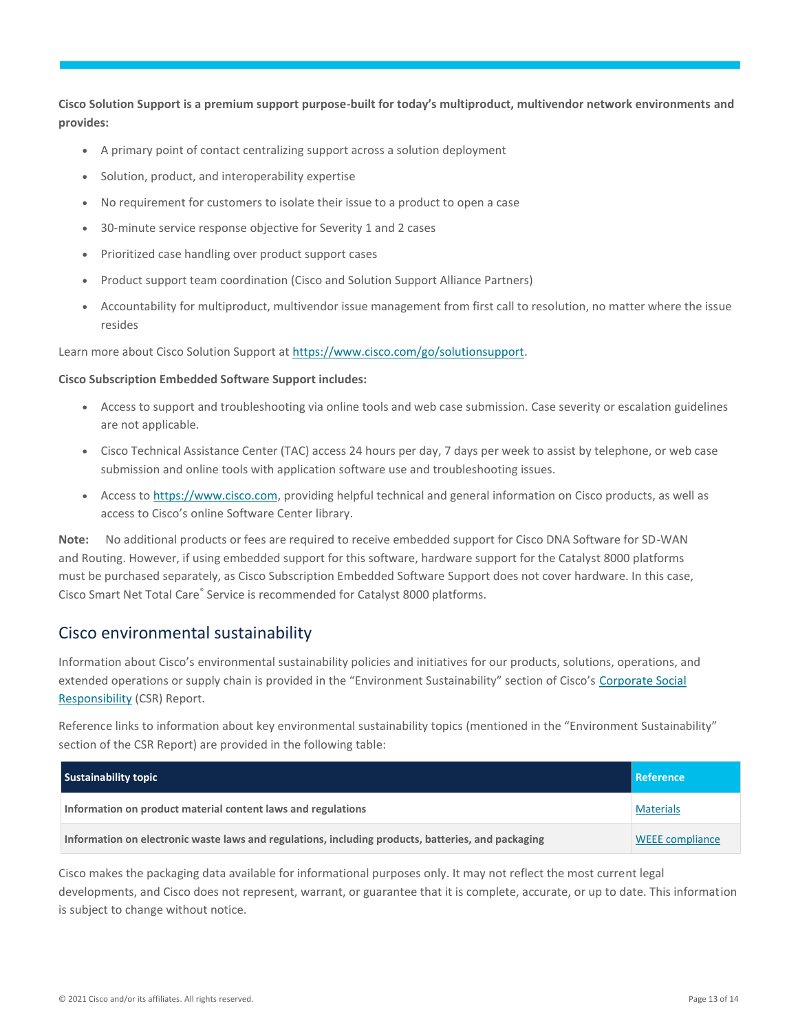**Cisco Solution Support is a premium support purpose-built for today's multiproduct, multivendor network environments and provides:**

- A primary point of contact centralizing support across a solution deployment
- Solution, product, and interoperability expertise
- No requirement for customers to isolate their issue to a product to open a case
- 30-minute service response objective for Severity 1 and 2 cases
- Prioritized case handling over product support cases
- Product support team coordination (Cisco and Solution Support Alliance Partners)
- Accountability for multiproduct, multivendor issue management from first call to resolution, no matter where the issue resides

Learn more about Cisco Solution Support at https://www.cisco.com/go/solutionsupport.

**Cisco Subscription Embedded Software Support includes:**

- Access to support and troubleshooting via online tools and web case submission. Case severity or escalation guidelines are not applicable.
- Cisco Technical Assistance Center (TAC) access 24 hours per day, 7 days per week to assist by telephone, or web case submission and online tools with application software use and troubleshooting issues.
- Access to https://www.cisco.com, providing helpful technical and general information on Cisco products, as well as access to Cisco's online Software Center library.

**Note:** No additional products or fees are required to receive embedded support for Cisco DNA Software for SD-WAN and Routing. However, if using embedded support for this software, hardware support for the Catalyst 8000 platforms must be purchased separately, as Cisco Subscription Embedded Software Support does not cover hardware. In this case, Cisco Smart Net Total Care® Service is recommended for Catalyst 8000 platforms.

## Cisco environmental sustainability

Information about Cisco's environmental sustainability policies and initiatives for our products, solutions, operations, and extended operations or supply chain is provided in the "Environment Sustainability" section of Cisco's Corporate Social Responsibility (CSR) Report.

Reference links to information about key environmental sustainability topics (mentioned in the "Environment Sustainability" section of the CSR Report) are provided in the following table:

| Sustainability topic | Reference |
| --- | --- |
| **Information on product material content laws and regulations** | Materials |
| **Information on electronic waste laws and regulations, including products, batteries, and packaging** | WEEE compliance |

Cisco makes the packaging data available for informational purposes only. It may not reflect the most current legal developments, and Cisco does not represent, warrant, or guarantee that it is complete, accurate, or up to date. This information is subject to change without notice.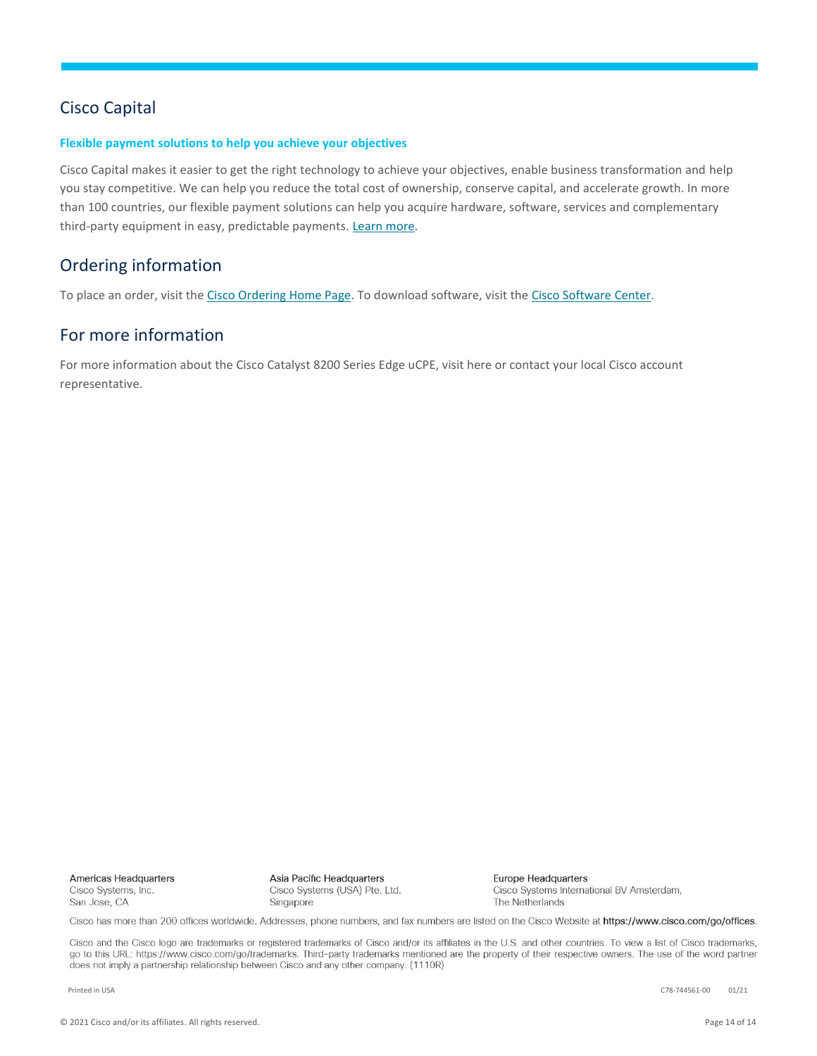## Cisco Capital

**Flexible payment solutions to help you achieve your objectives**

Cisco Capital makes it easier to get the right technology to achieve your objectives, enable business transformation and help you stay competitive. We can help you reduce the total cost of ownership, conserve capital, and accelerate growth. In more than 100 countries, our flexible payment solutions can help you acquire hardware, software, services and complementary third-party equipment in easy, predictable payments. Learn more.

## Ordering information

To place an order, visit the Cisco Ordering Home Page. To download software, visit the Cisco Software Center.

## For more information

For more information about the Cisco Catalyst 8200 Series Edge uCPE, visit here or contact your local Cisco account representative.

Americas Headquarters
Cisco Systems, Inc.
San Jose, CA

Asia Pacific Headquarters
Cisco Systems (USA) Pte. Ltd.
Singapore

Europe Headquarters
Cisco Systems International BV Amsterdam,
The Netherlands

Cisco has more than 200 offices worldwide. Addresses, phone numbers, and fax numbers are listed on the Cisco Website at **https://www.cisco.com/go/offices**.

Cisco and the Cisco logo are trademarks or registered trademarks of Cisco and/or its affiliates in the U.S. and other countries. To view a list of Cisco trademarks, go to this URL: https://www.cisco.com/go/trademarks. Third-party trademarks mentioned are the property of their respective owners. The use of the word partner does not imply a partnership relationship between Cisco and any other company. (1110R)

Printed in USA

C78-744561-00 01/21

© 2021 Cisco and/or its affiliates. All rights reserved.